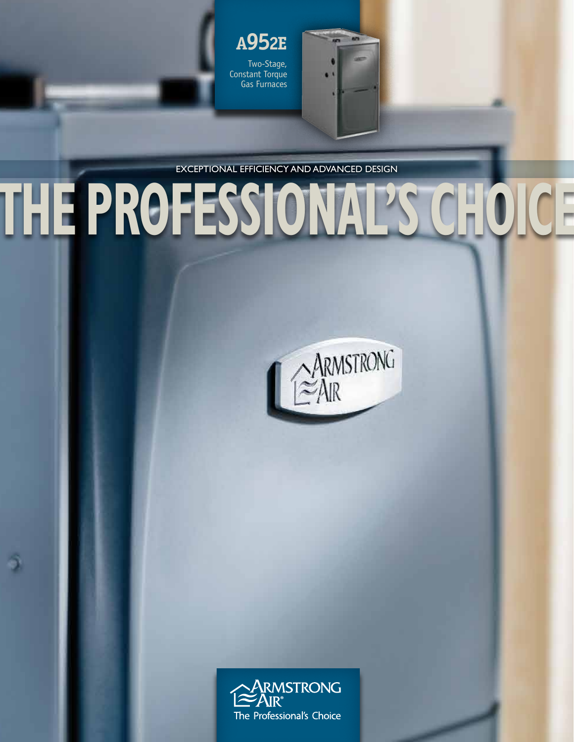# A952E

Two-Stage, Constant Torque Gas Furnaces

EXCEPTIONAL EFFICIENCY AND ADVANCED DESIGN

# THE PROFESSIONAL'S CHOICE

ARMSTRONG AIR

The Professional's Choice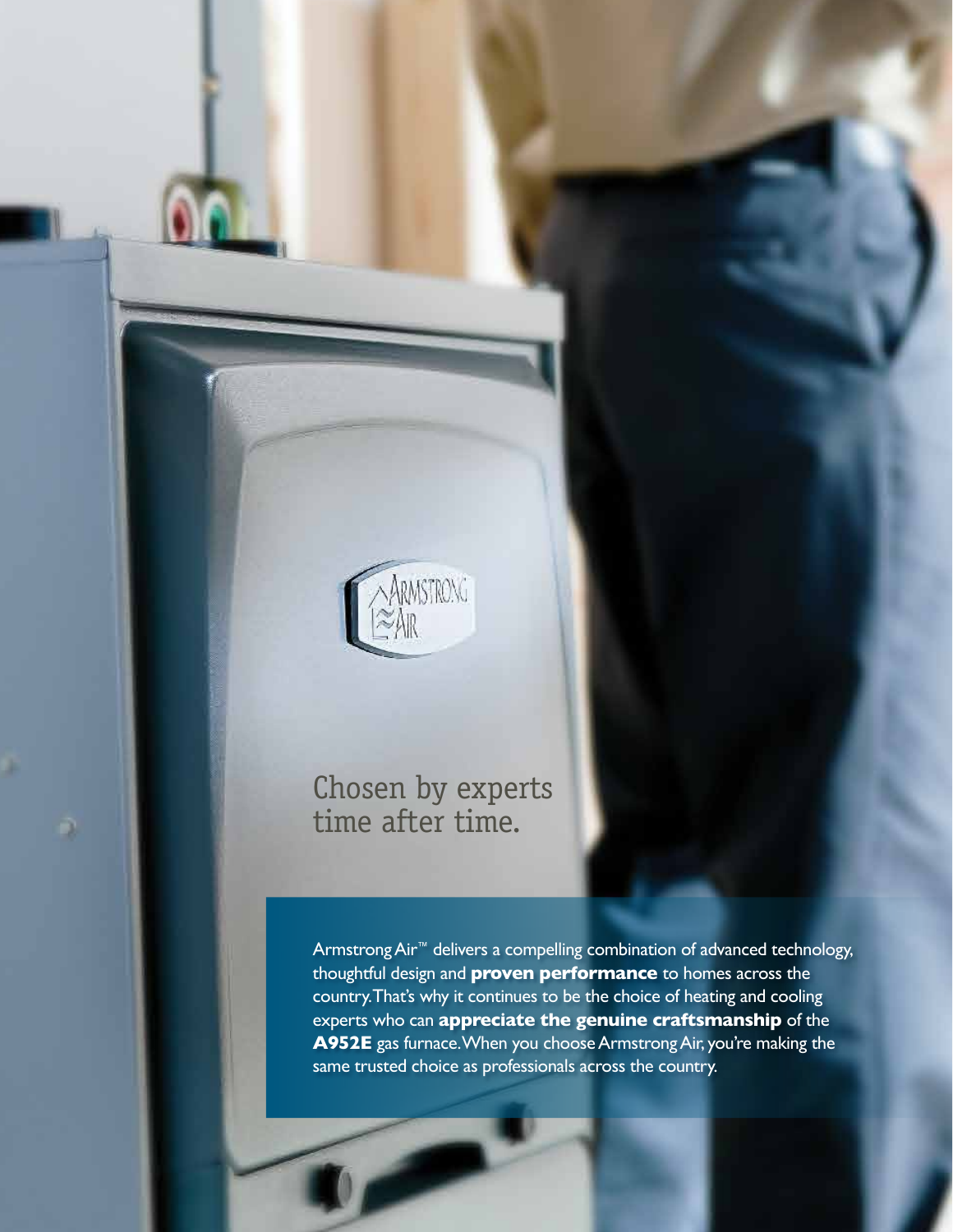## Chosen by experts time after time.

Armstrong Air™ delivers a compelling combination of advanced technology, thoughtful design and **proven performance** to homes across the country. That's why it continues to be the choice of heating and cooling experts who can **appreciate the genuine craftsmanship** of the **A952E** gas furnace. When you choose Armstrong Air, you're making the same trusted choice as professionals across the country.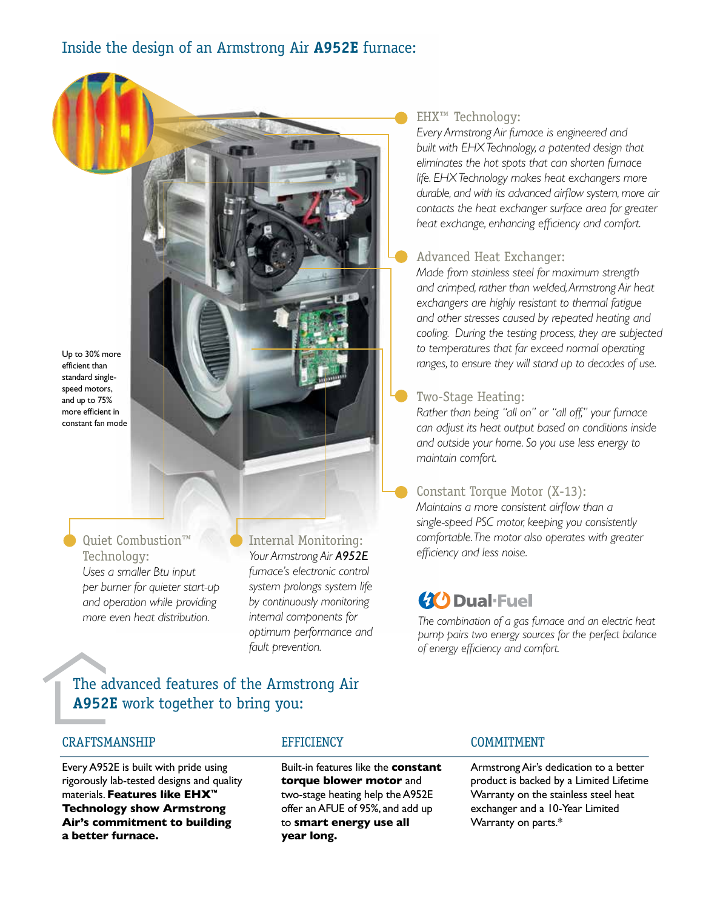# Inside the design of an Armstrong Air **A952E** furnace:

Up to 30% more efficient than standard single-speed motors, and up to 75% more efficient in constant fan mode

### EHX™ Technology:

*Every Armstrong Air furnace is engineered and built with EHX Technology, a patented design that eliminates the hot spots that can shorten furnace life. EHX Technology makes heat exchangers more durable, and with its advanced airflow system, more air contacts the heat exchanger surface area for greater heat exchange, enhancing efficiency and comfort.*

### Advanced Heat Exchanger:

*Made from stainless steel for maximum strength and crimped, rather than welded, Armstrong Air heat exchangers are highly resistant to thermal fatigue and other stresses caused by repeated heating and cooling. During the testing process, they are subjected to temperatures that far exceed normal operating ranges, to ensure they will stand up to decades of use.*

### Two-Stage Heating:

*Rather than being "all on" or "all off," your furnace can adjust its heat output based on conditions inside and outside your home. So you use less energy to maintain comfort.*

### Constant Torque Motor (X-13):

*Maintains a more consistent airflow than a single-speed PSC motor, keeping you consistently comfortable. The motor also operates with greater efficiency and less noise.*

### Quiet Combustion™ Technology:

*Uses a smaller Btu input per burner for quieter start-up and operation while providing more even heat distribution.*

### Internal Monitoring:

*Your Armstrong Air A952E furnace's electronic control system prolongs system life by continuously monitoring internal components for optimum performance and fault prevention.*

### Dual·Fuel

*The combination of a gas furnace and an electric heat pump pairs two energy sources for the perfect balance of energy efficiency and comfort.*

## The advanced features of the Armstrong Air **A952E** work together to bring you:

### CRAFTSMANSHIP

Every A952E is built with pride using rigorously lab-tested designs and quality materials. **Features like EHX™ Technology show Armstrong Air's commitment to building a better furnace.**

### EFFICIENCY

Built-in features like the **constant torque blower motor** and two-stage heating help the A952E offer an AFUE of 95%, and add up to **smart energy use all year long.**

### COMMITMENT

Armstrong Air's dedication to a better product is backed by a Limited Lifetime Warranty on the stainless steel heat exchanger and a 10-Year Limited Warranty on parts.*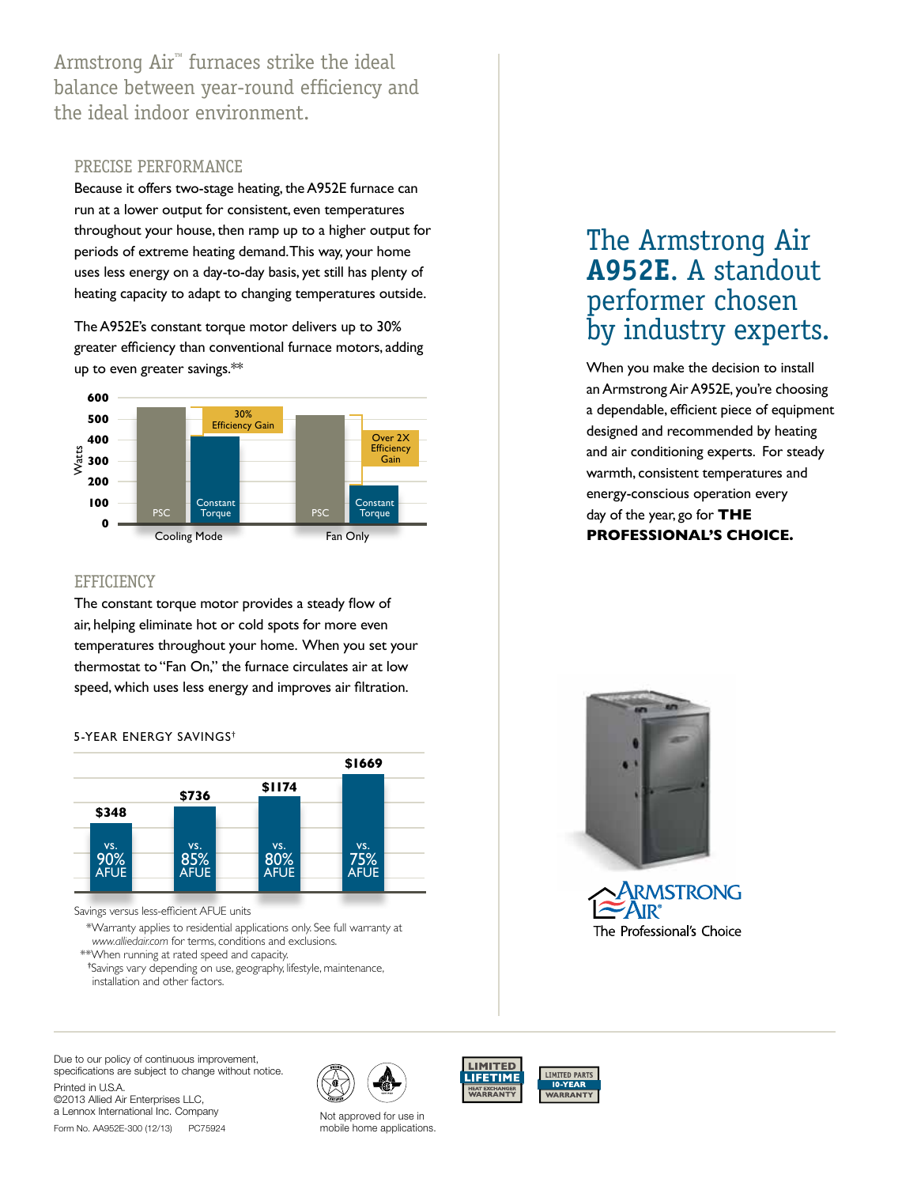Armstrong Air™ furnaces strike the ideal balance between year-round efficiency and the ideal indoor environment.

## PRECISE PERFORMANCE

Because it offers two-stage heating, the A952E furnace can run at a lower output for consistent, even temperatures throughout your house, then ramp up to a higher output for periods of extreme heating demand. This way, your home uses less energy on a day-to-day basis, yet still has plenty of heating capacity to adapt to changing temperatures outside.

The A952E's constant torque motor delivers up to 30% greater efficiency than conventional furnace motors, adding up to even greater savings.**

Watts
600
500
400
300
200
100
0
PSC
Constant Torque
30% Efficiency Gain
Cooling Mode
PSC
Constant Torque
Over 2X Efficiency Gain
Fan Only

## EFFICIENCY

The constant torque motor provides a steady flow of air, helping eliminate hot or cold spots for more even temperatures throughout your home. When you set your thermostat to "Fan On," the furnace circulates air at low speed, which uses less energy and improves air filtration.

5-YEAR ENERGY SAVINGS†

$348
vs. 90% AFUE
$736
vs. 85% AFUE
$1174
vs. 80% AFUE
$1669
vs. 75% AFUE

Savings versus less-efficient AFUE units

*Warranty applies to residential applications only. See full warranty at *www.alliedair.com* for terms, conditions and exclusions.
**When running at rated speed and capacity.
†Savings vary depending on use, geography, lifestyle, maintenance, installation and other factors.

# The Armstrong Air **A952E**. A standout performer chosen by industry experts.

When you make the decision to install an Armstrong Air A952E, you're choosing a dependable, efficient piece of equipment designed and recommended by heating and air conditioning experts. For steady warmth, consistent temperatures and energy-conscious operation every day of the year, go for **THE PROFESSIONAL'S CHOICE.**

ARMSTRONG AIR®
The Professional's Choice

Due to our policy of continuous improvement, specifications are subject to change without notice.
Printed in U.S.A.
©2013 Allied Air Enterprises LLC, a Lennox International Inc. Company
Form No. AA952E-300 (12/13) PC75924

Not approved for use in mobile home applications.

LIMITED LIFETIME HEAT EXCHANGER WARRANTY
LIMITED PARTS 10-YEAR WARRANTY